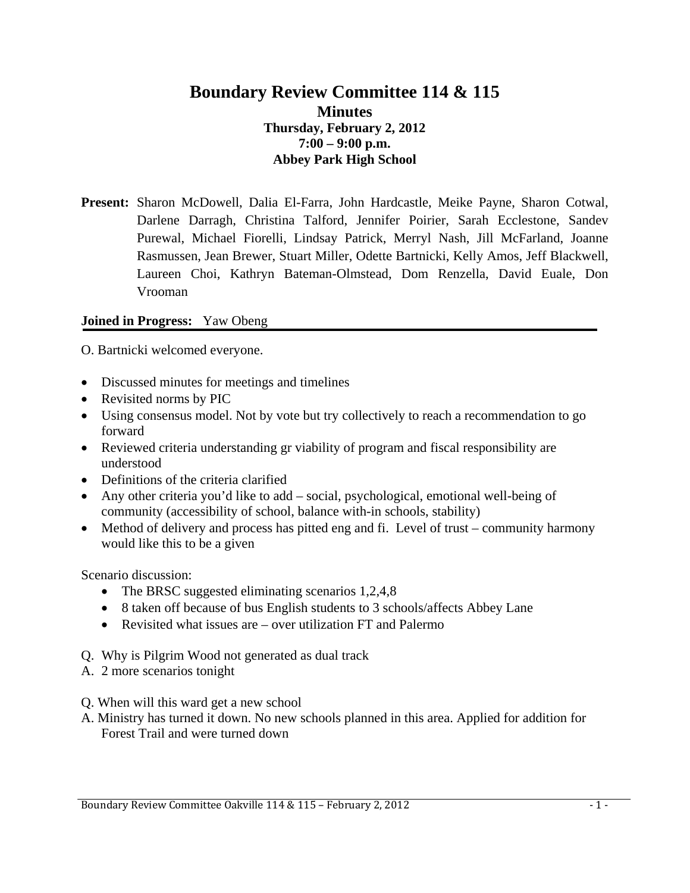# Boundary Review Committee 114 & 115

## Minutes

### Thursday, February 2, 2012
### 7:00 – 9:00 p.m.
### Abbey Park High School

**Present:** Sharon McDowell, Dalia El-Farra, John Hardcastle, Meike Payne, Sharon Cotwal, Darlene Darragh, Christina Talford, Jennifer Poirier, Sarah Ecclestone, Sandev Purewal, Michael Fiorelli, Lindsay Patrick, Merryl Nash, Jill McFarland, Joanne Rasmussen, Jean Brewer, Stuart Miller, Odette Bartnicki, Kelly Amos, Jeff Blackwell, Laureen Choi, Kathryn Bateman-Olmstead, Dom Renzella, David Euale, Don Vrooman

**Joined in Progress:** Yaw Obeng

O. Bartnicki welcomed everyone.

- Discussed minutes for meetings and timelines
- Revisited norms by PIC
- Using consensus model. Not by vote but try collectively to reach a recommendation to go forward
- Reviewed criteria understanding gr viability of program and fiscal responsibility are understood
- Definitions of the criteria clarified
- Any other criteria you'd like to add – social, psychological, emotional well-being of community (accessibility of school, balance with-in schools, stability)
- Method of delivery and process has pitted eng and fi. Level of trust – community harmony would like this to be a given

Scenario discussion:

- The BRSC suggested eliminating scenarios 1,2,4,8
- 8 taken off because of bus English students to 3 schools/affects Abbey Lane
- Revisited what issues are – over utilization FT and Palermo

Q. Why is Pilgrim Wood not generated as dual track
A. 2 more scenarios tonight

Q. When will this ward get a new school
A. Ministry has turned it down. No new schools planned in this area. Applied for addition for Forest Trail and were turned down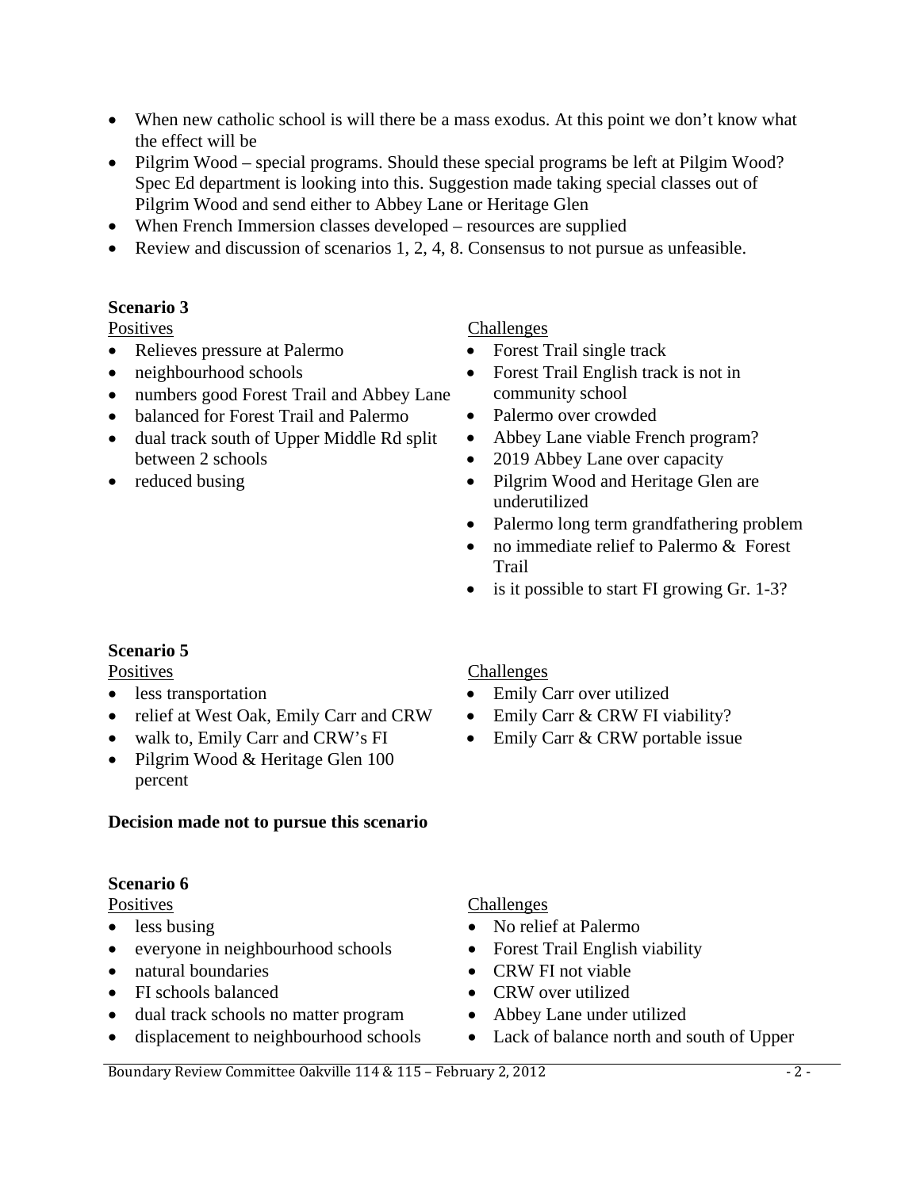- When new catholic school is will there be a mass exodus. At this point we don't know what the effect will be
- Pilgim Wood – special programs. Should these special programs be left at Pilgim Wood? Spec Ed department is looking into this. Suggestion made taking special classes out of Pilgrim Wood and send either to Abbey Lane or Heritage Glen
- When French Immersion classes developed – resources are supplied
- Review and discussion of scenarios 1, 2, 4, 8. Consensus to not pursue as unfeasible.

**Scenario 3**

Positives

- Relieves pressure at Palermo
- neighbourhood schools
- numbers good Forest Trail and Abbey Lane
- balanced for Forest Trail and Palermo
- dual track south of Upper Middle Rd split between 2 schools
- reduced busing

Challenges

- Forest Trail single track
- Forest Trail English track is not in community school
- Palermo over crowded
- Abbey Lane viable French program?
- 2019 Abbey Lane over capacity
- Pilgrim Wood and Heritage Glen are underutilized
- Palermo long term grandfathering problem
- no immediate relief to Palermo & Forest Trail
- is it possible to start FI growing Gr. 1-3?

**Scenario 5**

Positives

- less transportation
- relief at West Oak, Emily Carr and CRW
- walk to, Emily Carr and CRW's FI
- Pilgrim Wood & Heritage Glen 100 percent

Challenges

- Emily Carr over utilized
- Emily Carr & CRW FI viability?
- Emily Carr & CRW portable issue

**Decision made not to pursue this scenario**

**Scenario 6**

Positives

- less busing
- everyone in neighbourhood schools
- natural boundaries
- FI schools balanced
- dual track schools no matter program
- displacement to neighbourhood schools

Challenges

- No relief at Palermo
- Forest Trail English viability
- CRW FI not viable
- CRW over utilized
- Abbey Lane under utilized
- Lack of balance north and south of Upper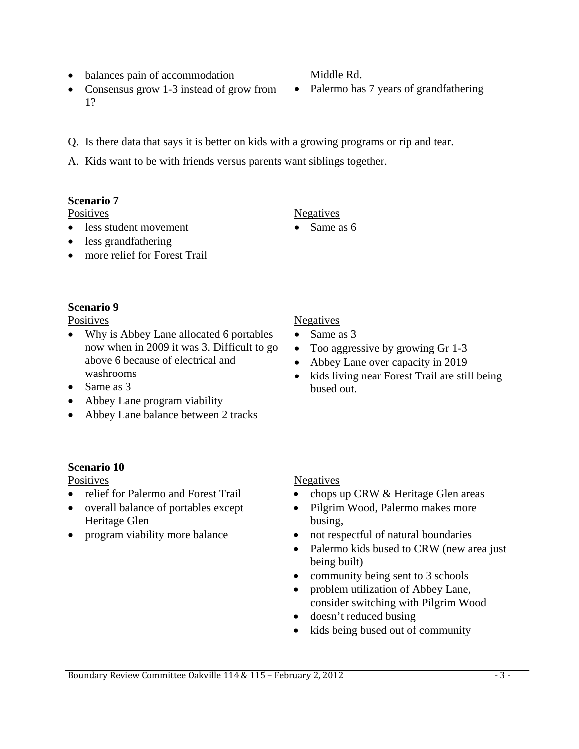- balances pain of accommodation
- Consensus grow 1-3 instead of grow from 1?

Middle Rd.

- Palermo has 7 years of grandfathering

Q. Is there data that says it is better on kids with a growing programs or rip and tear.

A. Kids want to be with friends versus parents want siblings together.

**Scenario 7**

Positives

- less student movement
- less grandfathering
- more relief for Forest Trail

Negatives

- Same as 6

**Scenario 9**

Positives

- Why is Abbey Lane allocated 6 portables now when in 2009 it was 3. Difficult to go above 6 because of electrical and washrooms
- Same as 3
- Abbey Lane program viability
- Abbey Lane balance between 2 tracks

Negatives

- Same as 3
- Too aggressive by growing Gr 1-3
- Abbey Lane over capacity in 2019
- kids living near Forest Trail are still being bused out.

**Scenario 10**

Positives

- relief for Palermo and Forest Trail
- overall balance of portables except Heritage Glen
- program viability more balance

Negatives

- chops up CRW & Heritage Glen areas
- Pilgrim Wood, Palermo makes more busing,
- not respectful of natural boundaries
- Palermo kids bused to CRW (new area just being built)
- community being sent to 3 schools
- problem utilization of Abbey Lane, consider switching with Pilgrim Wood
- doesn't reduced busing
- kids being bused out of community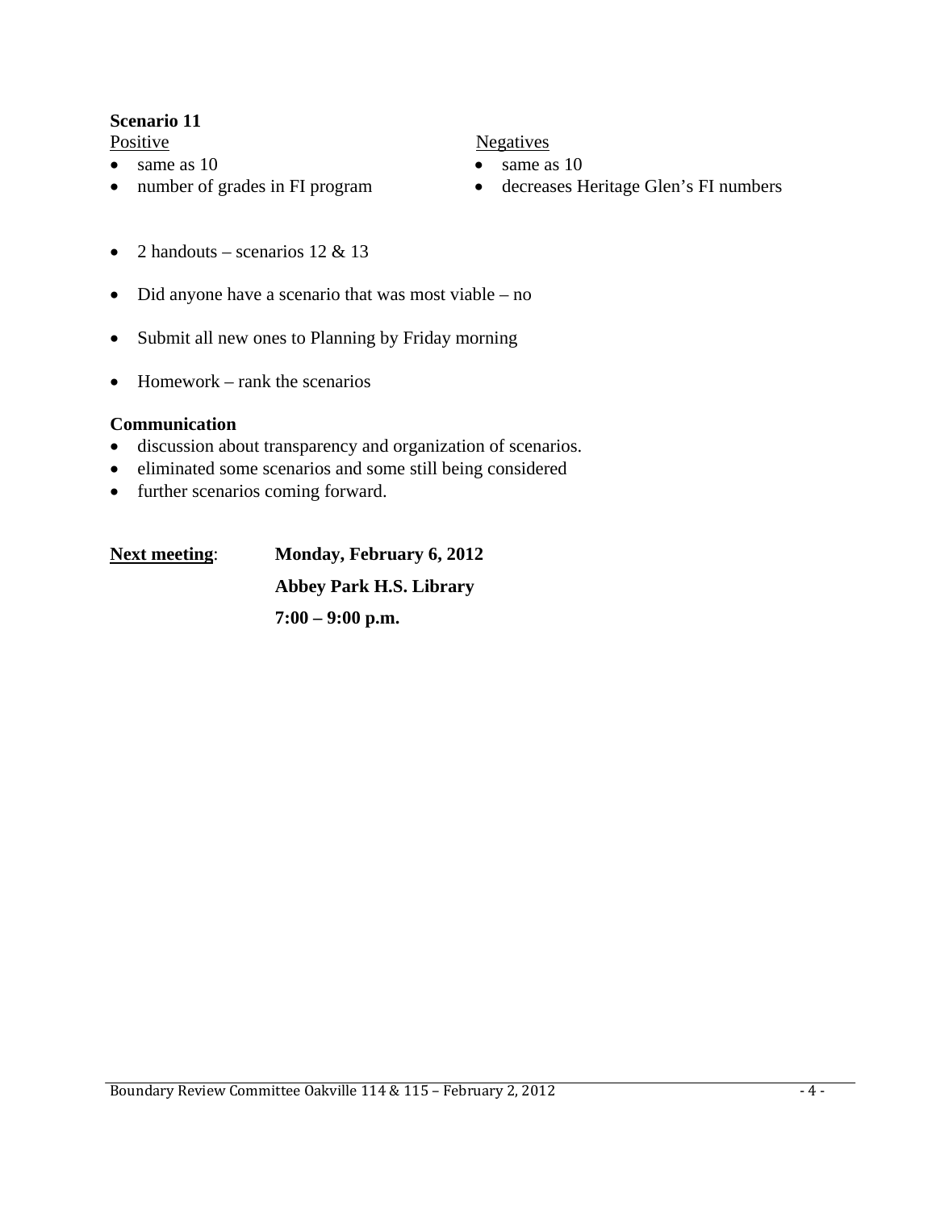**Scenario 11**

Positive

- same as 10
- number of grades in FI program

Negatives

- same as 10
- decreases Heritage Glen's FI numbers

- 2 handouts – scenarios 12 & 13
- Did anyone have a scenario that was most viable – no
- Submit all new ones to Planning by Friday morning
- Homework – rank the scenarios

**Communication**

- discussion about transparency and organization of scenarios.
- eliminated some scenarios and some still being considered
- further scenarios coming forward.

**Next meeting**: **Monday, February 6, 2012**

**Abbey Park H.S. Library**

**7:00 – 9:00 p.m.**